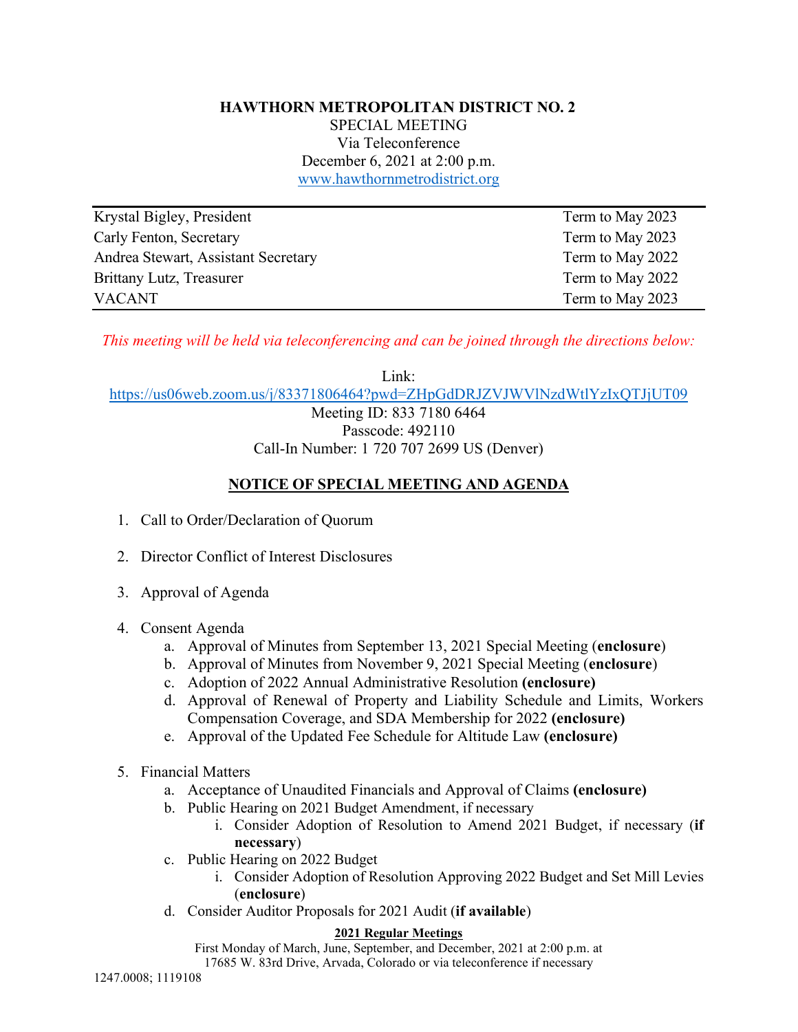# HAWTHORN METROPOLITAN DISTRICT NO. 2

SPECIAL MEETING
Via Teleconference
December 6, 2021 at 2:00 p.m.
www.hawthornmetrodistrict.org

| | |
|---|---|
| Krystal Bigley, President | Term to May 2023 |
| Carly Fenton, Secretary | Term to May 2023 |
| Andrea Stewart, Assistant Secretary | Term to May 2022 |
| Brittany Lutz, Treasurer | Term to May 2022 |
| VACANT | Term to May 2023 |

*This meeting will be held via teleconferencing and can be joined through the directions below:*

Link:
https://us06web.zoom.us/j/83371806464?pwd=ZHpGdDRJZVJWVlNzdWtlYzIxQTJjUT09
Meeting ID: 833 7180 6464
Passcode: 492110
Call-In Number: 1 720 707 2699 US (Denver)

## NOTICE OF SPECIAL MEETING AND AGENDA

1. Call to Order/Declaration of Quorum

2. Director Conflict of Interest Disclosures

3. Approval of Agenda

4. Consent Agenda
   a. Approval of Minutes from September 13, 2021 Special Meeting (**enclosure**)
   b. Approval of Minutes from November 9, 2021 Special Meeting (**enclosure**)
   c. Adoption of 2022 Annual Administrative Resolution **(enclosure)**
   d. Approval of Renewal of Property and Liability Schedule and Limits, Workers Compensation Coverage, and SDA Membership for 2022 **(enclosure)**
   e. Approval of the Updated Fee Schedule for Altitude Law **(enclosure)**

5. Financial Matters
   a. Acceptance of Unaudited Financials and Approval of Claims **(enclosure)**
   b. Public Hearing on 2021 Budget Amendment, if necessary
      i. Consider Adoption of Resolution to Amend 2021 Budget, if necessary (**if necessary**)
   c. Public Hearing on 2022 Budget
      i. Consider Adoption of Resolution Approving 2022 Budget and Set Mill Levies (**enclosure**)
   d. Consider Auditor Proposals for 2021 Audit (**if available**)

**2021 Regular Meetings**

First Monday of March, June, September, and December, 2021 at 2:00 p.m. at 17685 W. 83rd Drive, Arvada, Colorado or via teleconference if necessary

1247.0008; 1119108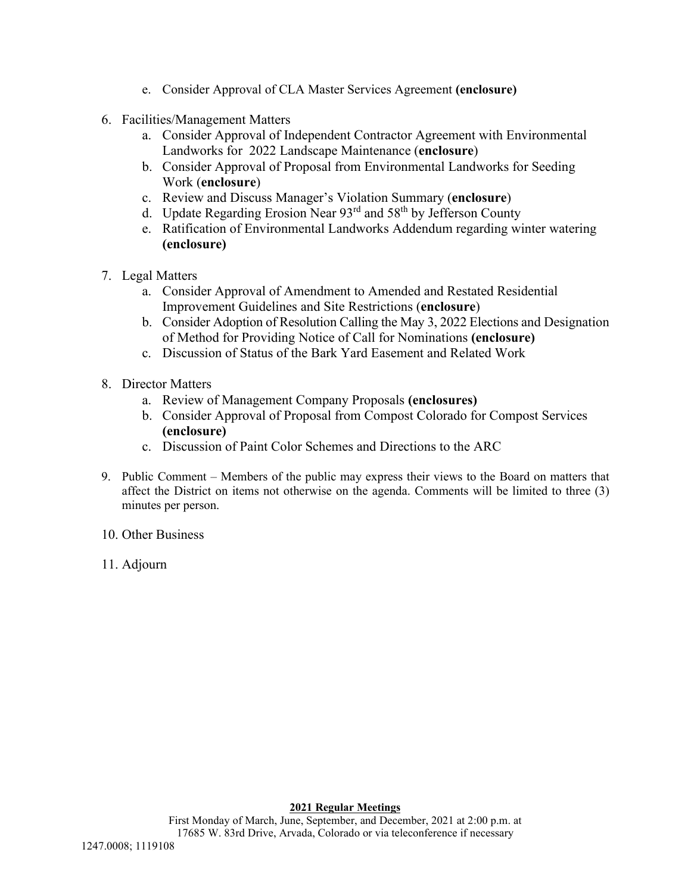e. Consider Approval of CLA Master Services Agreement **(enclosure)**

6. Facilities/Management Matters
   a. Consider Approval of Independent Contractor Agreement with Environmental Landworks for 2022 Landscape Maintenance (**enclosure**)
   b. Consider Approval of Proposal from Environmental Landworks for Seeding Work (**enclosure**)
   c. Review and Discuss Manager's Violation Summary (**enclosure**)
   d. Update Regarding Erosion Near 93rd and 58th by Jefferson County
   e. Ratification of Environmental Landworks Addendum regarding winter watering **(enclosure)**

7. Legal Matters
   a. Consider Approval of Amendment to Amended and Restated Residential Improvement Guidelines and Site Restrictions (**enclosure**)
   b. Consider Adoption of Resolution Calling the May 3, 2022 Elections and Designation of Method for Providing Notice of Call for Nominations **(enclosure)**
   c. Discussion of Status of the Bark Yard Easement and Related Work

8. Director Matters
   a. Review of Management Company Proposals **(enclosures)**
   b. Consider Approval of Proposal from Compost Colorado for Compost Services **(enclosure)**
   c. Discussion of Paint Color Schemes and Directions to the ARC

9. Public Comment – Members of the public may express their views to the Board on matters that affect the District on items not otherwise on the agenda. Comments will be limited to three (3) minutes per person.

10. Other Business

11. Adjourn

**2021 Regular Meetings**

First Monday of March, June, September, and December, 2021 at 2:00 p.m. at 17685 W. 83rd Drive, Arvada, Colorado or via teleconference if necessary

1247.0008; 1119108